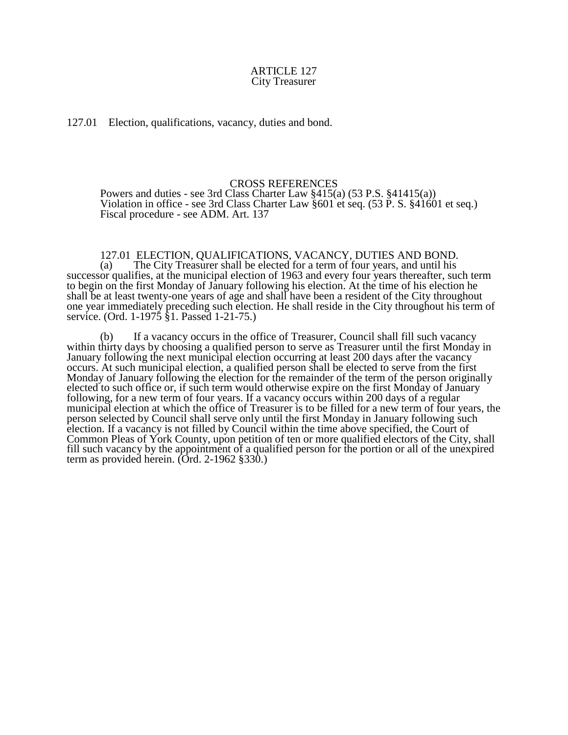# ARTICLE 127
## City Treasurer

127.01 Election, qualifications, vacancy, duties and bond.

### CROSS REFERENCES

Powers and duties - see 3rd Class Charter Law §415(a) (53 P.S. §41415(a))
Violation in office - see 3rd Class Charter Law §601 et seq. (53 P. S. §41601 et seq.)
Fiscal procedure - see ADM. Art. 137

### 127.01 ELECTION, QUALIFICATIONS, VACANCY, DUTIES AND BOND.

(a) The City Treasurer shall be elected for a term of four years, and until his successor qualifies, at the municipal election of 1963 and every four years thereafter, such term to begin on the first Monday of January following his election. At the time of his election he shall be at least twenty-one years of age and shall have been a resident of the City throughout one year immediately preceding such election. He shall reside in the City throughout his term of service. (Ord. 1-1975 §1. Passed 1-21-75.)

(b) If a vacancy occurs in the office of Treasurer, Council shall fill such vacancy within thirty days by choosing a qualified person to serve as Treasurer until the first Monday in January following the next municipal election occurring at least 200 days after the vacancy occurs. At such municipal election, a qualified person shall be elected to serve from the first Monday of January following the election for the remainder of the term of the person originally elected to such office or, if such term would otherwise expire on the first Monday of January following, for a new term of four years. If a vacancy occurs within 200 days of a regular municipal election at which the office of Treasurer is to be filled for a new term of four years, the person selected by Council shall serve only until the first Monday in January following such election. If a vacancy is not filled by Council within the time above specified, the Court of Common Pleas of York County, upon petition of ten or more qualified electors of the City, shall fill such vacancy by the appointment of a qualified person for the portion or all of the unexpired term as provided herein. (Ord. 2-1962 §330.)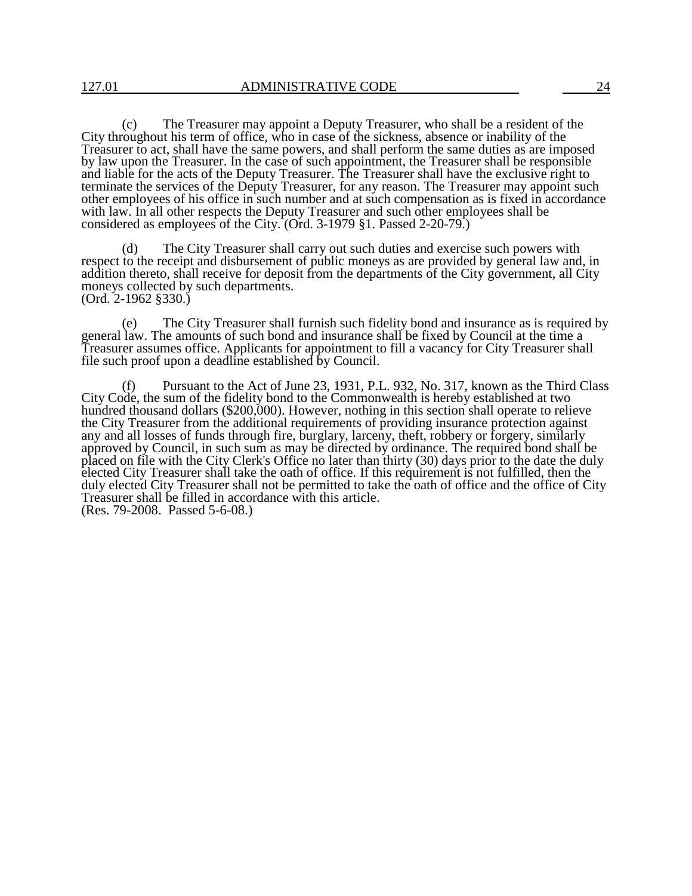(c) The Treasurer may appoint a Deputy Treasurer, who shall be a resident of the City throughout his term of office, who in case of the sickness, absence or inability of the Treasurer to act, shall have the same powers, and shall perform the same duties as are imposed by law upon the Treasurer. In the case of such appointment, the Treasurer shall be responsible and liable for the acts of the Deputy Treasurer. The Treasurer shall have the exclusive right to terminate the services of the Deputy Treasurer, for any reason. The Treasurer may appoint such other employees of his office in such number and at such compensation as is fixed in accordance with law. In all other respects the Deputy Treasurer and such other employees shall be considered as employees of the City. (Ord. 3-1979 §1. Passed 2-20-79.)

(d) The City Treasurer shall carry out such duties and exercise such powers with respect to the receipt and disbursement of public moneys as are provided by general law and, in addition thereto, shall receive for deposit from the departments of the City government, all City moneys collected by such departments.
(Ord. 2-1962 §330.)

(e) The City Treasurer shall furnish such fidelity bond and insurance as is required by general law. The amounts of such bond and insurance shall be fixed by Council at the time a Treasurer assumes office. Applicants for appointment to fill a vacancy for City Treasurer shall file such proof upon a deadline established by Council.

(f) Pursuant to the Act of June 23, 1931, P.L. 932, No. 317, known as the Third Class City Code, the sum of the fidelity bond to the Commonwealth is hereby established at two hundred thousand dollars ($200,000). However, nothing in this section shall operate to relieve the City Treasurer from the additional requirements of providing insurance protection against any and all losses of funds through fire, burglary, larceny, theft, robbery or forgery, similarly approved by Council, in such sum as may be directed by ordinance. The required bond shall be placed on file with the City Clerk's Office no later than thirty (30) days prior to the date the duly elected City Treasurer shall take the oath of office. If this requirement is not fulfilled, then the duly elected City Treasurer shall not be permitted to take the oath of office and the office of City Treasurer shall be filled in accordance with this article.
(Res. 79-2008. Passed 5-6-08.)